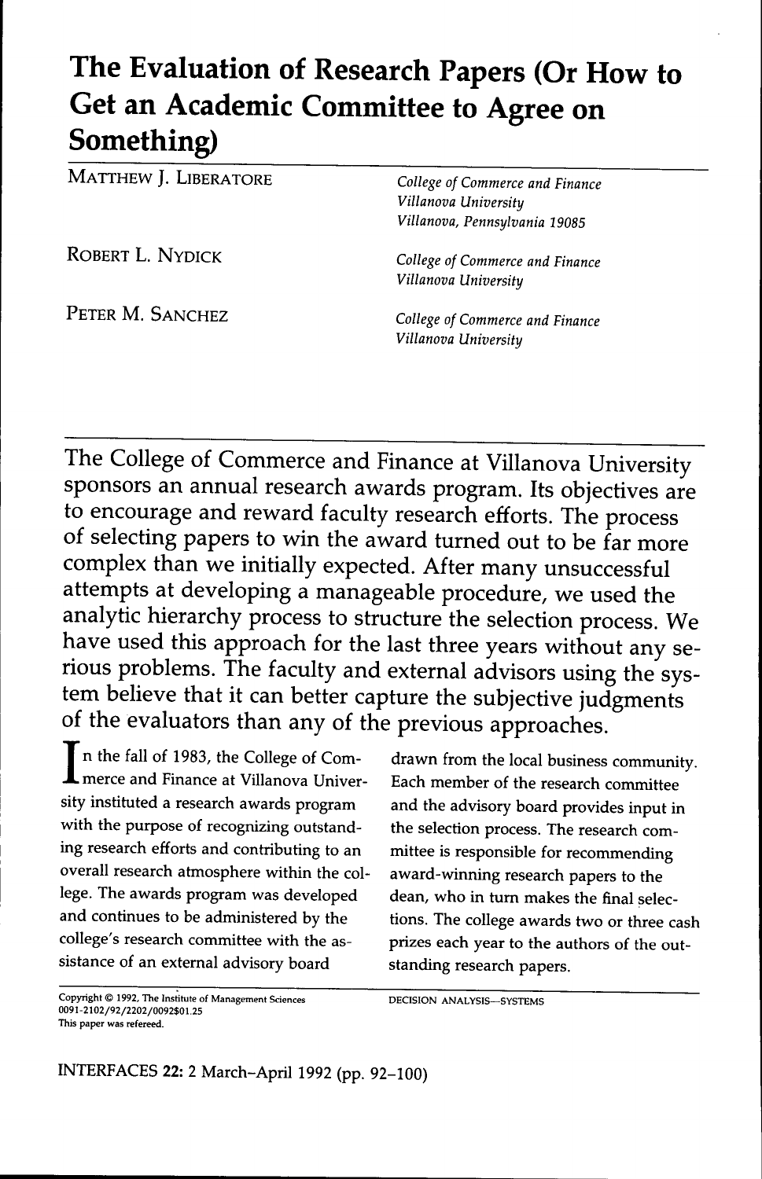# The Evaluation of Research Papers (Or How to Get an Academic Committee to Agree on Something)

MATTHEW J. LIBERATORE — *College of Commerce and Finance, Villanova University, Villanova, Pennsylvania 19085*

ROBERT L. NYDICK — *College of Commerce and Finance, Villanova University*

PETER M. SANCHEZ — *College of Commerce and Finance, Villanova University*

The College of Commerce and Finance at Villanova University sponsors an annual research awards program. Its objectives are to encourage and reward faculty research efforts. The process of selecting papers to win the award turned out to be far more complex than we initially expected. After many unsuccessful attempts at developing a manageable procedure, we used the analytic hierarchy process to structure the selection process. We have used this approach for the last three years without any serious problems. The faculty and external advisors using the system believe that it can better capture the subjective judgments of the evaluators than any of the previous approaches.

In the fall of 1983, the College of Commerce and Finance at Villanova University instituted a research awards program with the purpose of recognizing outstanding research efforts and contributing to an overall research atmosphere within the college. The awards program was developed and continues to be administered by the college's research committee with the assistance of an external advisory board drawn from the local business community. Each member of the research committee and the advisory board provides input in the selection process. The research committee is responsible for recommending award-winning research papers to the dean, who in turn makes the final selections. The college awards two or three cash prizes each year to the authors of the outstanding research papers.

Copyright © 1992, The Institute of Management Sciences
0091-2102/92/2202/0092$01.25
This paper was refereed.

DECISION ANALYSIS—SYSTEMS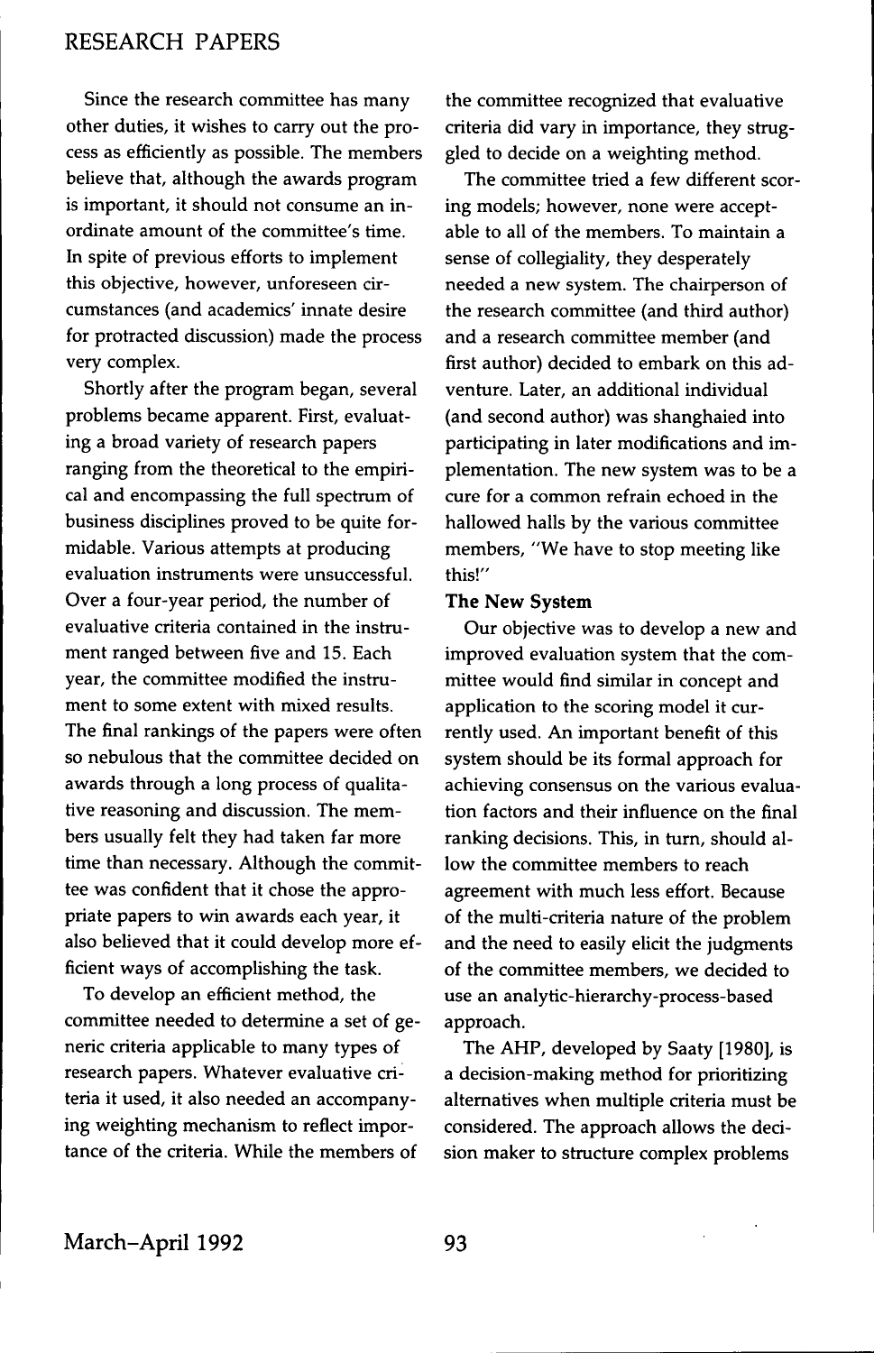Since the research committee has many other duties, it wishes to carry out the process as efficiently as possible. The members believe that, although the awards program is important, it should not consume an inordinate amount of the committee's time. In spite of previous efforts to implement this objective, however, unforeseen circumstances (and academics' innate desire for protracted discussion) made the process very complex.

Shortly after the program began, several problems became apparent. First, evaluating a broad variety of research papers ranging from the theoretical to the empirical and encompassing the full spectrum of business disciplines proved to be quite formidable. Various attempts at producing evaluation instruments were unsuccessful. Over a four-year period, the number of evaluative criteria contained in the instrument ranged between five and 15. Each year, the committee modified the instrument to some extent with mixed results. The final rankings of the papers were often so nebulous that the committee decided on awards through a long process of qualitative reasoning and discussion. The members usually felt they had taken far more time than necessary. Although the committee was confident that it chose the appropriate papers to win awards each year, it also believed that it could develop more efficient ways of accomplishing the task.

To develop an efficient method, the committee needed to determine a set of generic criteria applicable to many types of research papers. Whatever evaluative criteria it used, it also needed an accompanying weighting mechanism to reflect importance of the criteria. While the members of the committee recognized that evaluative criteria did vary in importance, they struggled to decide on a weighting method.

The committee tried a few different scoring models; however, none were acceptable to all of the members. To maintain a sense of collegiality, they desperately needed a new system. The chairperson of the research committee (and third author) and a research committee member (and first author) decided to embark on this adventure. Later, an additional individual (and second author) was shanghaied into participating in later modifications and implementation. The new system was to be a cure for a common refrain echoed in the hallowed halls by the various committee members, "We have to stop meeting like this!"

### The New System

Our objective was to develop a new and improved evaluation system that the committee would find similar in concept and application to the scoring model it currently used. An important benefit of this system should be its formal approach for achieving consensus on the various evaluation factors and their influence on the final ranking decisions. This, in turn, should allow the committee members to reach agreement with much less effort. Because of the multi-criteria nature of the problem and the need to easily elicit the judgments of the committee members, we decided to use an analytic-hierarchy-process-based approach.

The AHP, developed by Saaty [1980], is a decision-making method for prioritizing alternatives when multiple criteria must be considered. The approach allows the decision maker to structure complex problems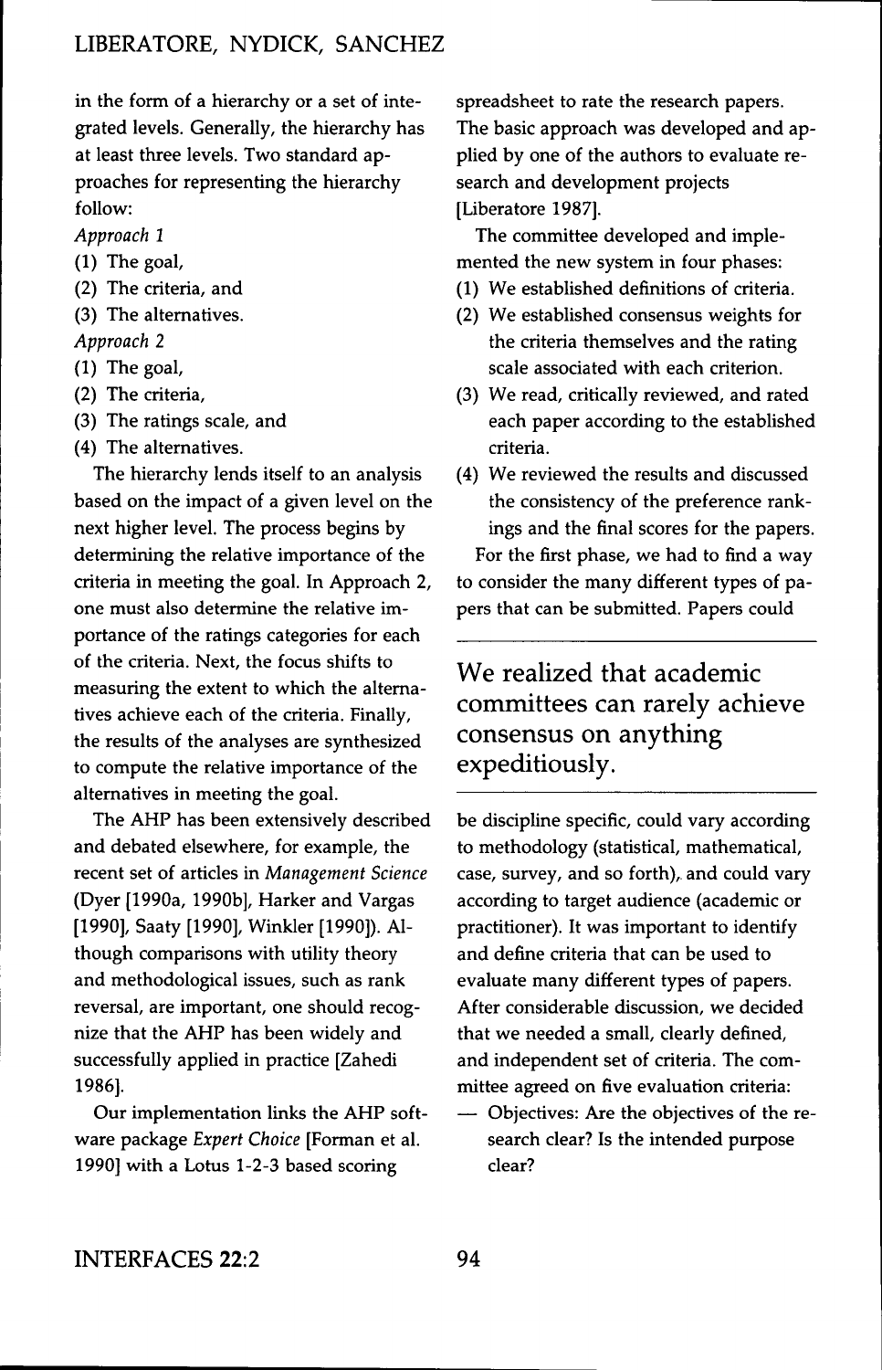in the form of a hierarchy or a set of integrated levels. Generally, the hierarchy has at least three levels. Two standard approaches for representing the hierarchy follow:

*Approach 1*

(1) The goal,
(2) The criteria, and
(3) The alternatives.

*Approach 2*

(1) The goal,
(2) The criteria,
(3) The ratings scale, and
(4) The alternatives.

The hierarchy lends itself to an analysis based on the impact of a given level on the next higher level. The process begins by determining the relative importance of the criteria in meeting the goal. In Approach 2, one must also determine the relative importance of the ratings categories for each of the criteria. Next, the focus shifts to measuring the extent to which the alternatives achieve each of the criteria. Finally, the results of the analyses are synthesized to compute the relative importance of the alternatives in meeting the goal.

The AHP has been extensively described and debated elsewhere, for example, the recent set of articles in *Management Science* (Dyer [1990a, 1990b], Harker and Vargas [1990], Saaty [1990], Winkler [1990]). Although comparisons with utility theory and methodological issues, such as rank reversal, are important, one should recognize that the AHP has been widely and successfully applied in practice [Zahedi 1986].

Our implementation links the AHP software package *Expert Choice* [Forman et al. 1990] with a Lotus 1-2-3 based scoring spreadsheet to rate the research papers. The basic approach was developed and applied by one of the authors to evaluate research and development projects [Liberatore 1987].

The committee developed and implemented the new system in four phases:

(1) We established definitions of criteria.
(2) We established consensus weights for the criteria themselves and the rating scale associated with each criterion.
(3) We read, critically reviewed, and rated each paper according to the established criteria.
(4) We reviewed the results and discussed the consistency of the preference rankings and the final scores for the papers.

For the first phase, we had to find a way to consider the many different types of papers that can be submitted. Papers could be discipline specific, could vary according to methodology (statistical, mathematical, case, survey, and so forth), and could vary according to target audience (academic or practitioner). It was important to identify and define criteria that can be used to evaluate many different types of papers. After considerable discussion, we decided that we needed a small, clearly defined, and independent set of criteria. The committee agreed on five evaluation criteria:

## We realized that academic committees can rarely achieve consensus on anything expeditiously.

— Objectives: Are the objectives of the research clear? Is the intended purpose clear?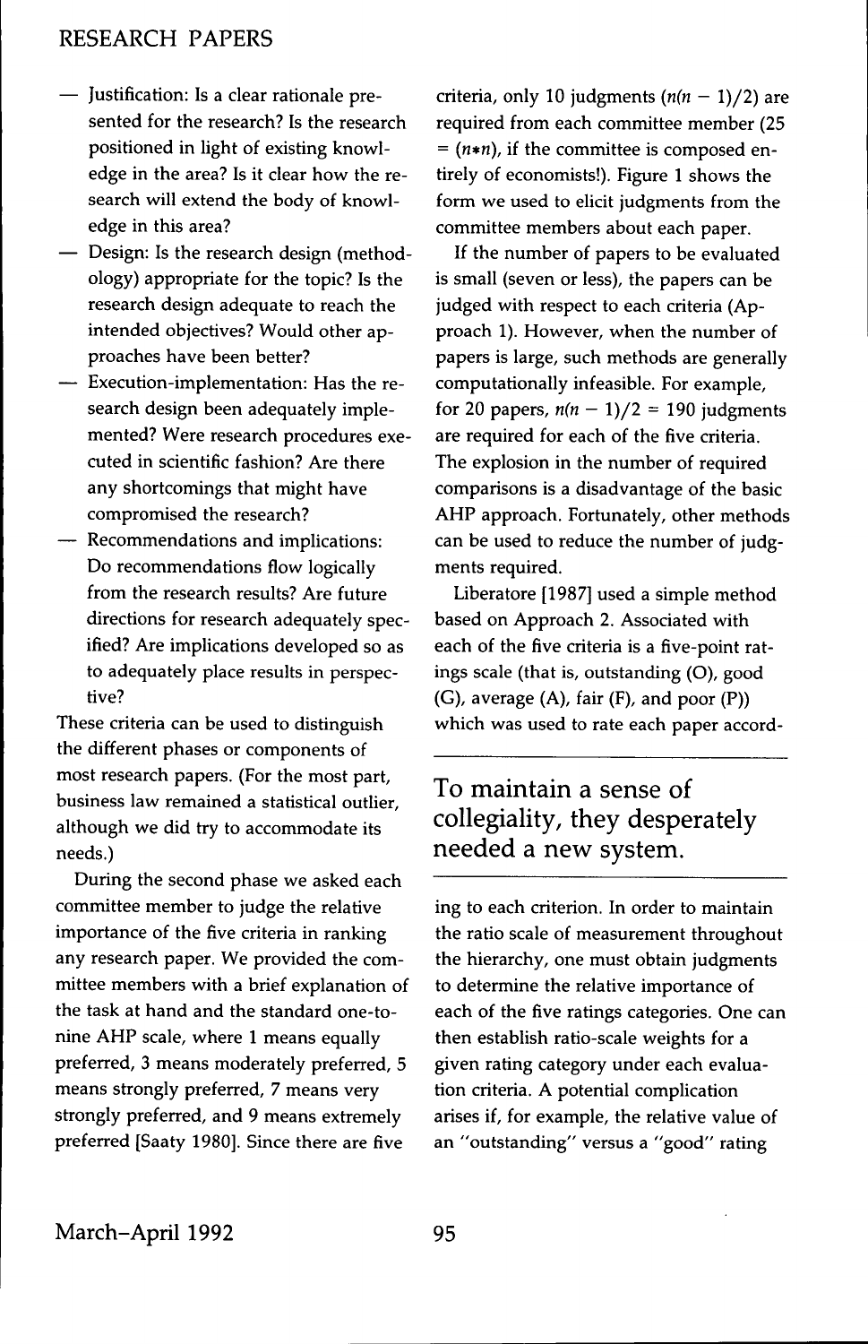- Justification: Is a clear rationale presented for the research? Is the research positioned in light of existing knowledge in the area? Is it clear how the research will extend the body of knowledge in this area?
- Design: Is the research design (methodology) appropriate for the topic? Is the research design adequate to reach the intended objectives? Would other approaches have been better?
- Execution-implementation: Has the research design been adequately implemented? Were research procedures executed in scientific fashion? Are there any shortcomings that might have compromised the research?
- Recommendations and implications: Do recommendations flow logically from the research results? Are future directions for research adequately specified? Are implications developed so as to adequately place results in perspective?

These criteria can be used to distinguish the different phases or components of most research papers. (For the most part, business law remained a statistical outlier, although we did try to accommodate its needs.)

During the second phase we asked each committee member to judge the relative importance of the five criteria in ranking any research paper. We provided the committee members with a brief explanation of the task at hand and the standard one-to-nine AHP scale, where 1 means equally preferred, 3 means moderately preferred, 5 means strongly preferred, 7 means very strongly preferred, and 9 means extremely preferred [Saaty 1980]. Since there are five criteria, only 10 judgments ($n(n-1)/2$) are required from each committee member (25 $= (n*n)$, if the committee is composed entirely of economists!). Figure 1 shows the form we used to elicit judgments from the committee members about each paper.

If the number of papers to be evaluated is small (seven or less), the papers can be judged with respect to each criteria (Approach 1). However, when the number of papers is large, such methods are generally computationally infeasible. For example, for 20 papers, $n(n-1)/2 = 190$ judgments are required for each of the five criteria. The explosion in the number of required comparisons is a disadvantage of the basic AHP approach. Fortunately, other methods can be used to reduce the number of judgments required.

Liberatore [1987] used a simple method based on Approach 2. Associated with each of the five criteria is a five-point ratings scale (that is, outstanding (O), good (G), average (A), fair (F), and poor (P)) which was used to rate each paper according to each criterion. In order to maintain the ratio scale of measurement throughout the hierarchy, one must obtain judgments to determine the relative importance of each of the five ratings categories. One can then establish ratio-scale weights for a given rating category under each evaluation criteria. A potential complication arises if, for example, the relative value of an "outstanding" versus a "good" rating

> To maintain a sense of collegiality, they desperately needed a new system.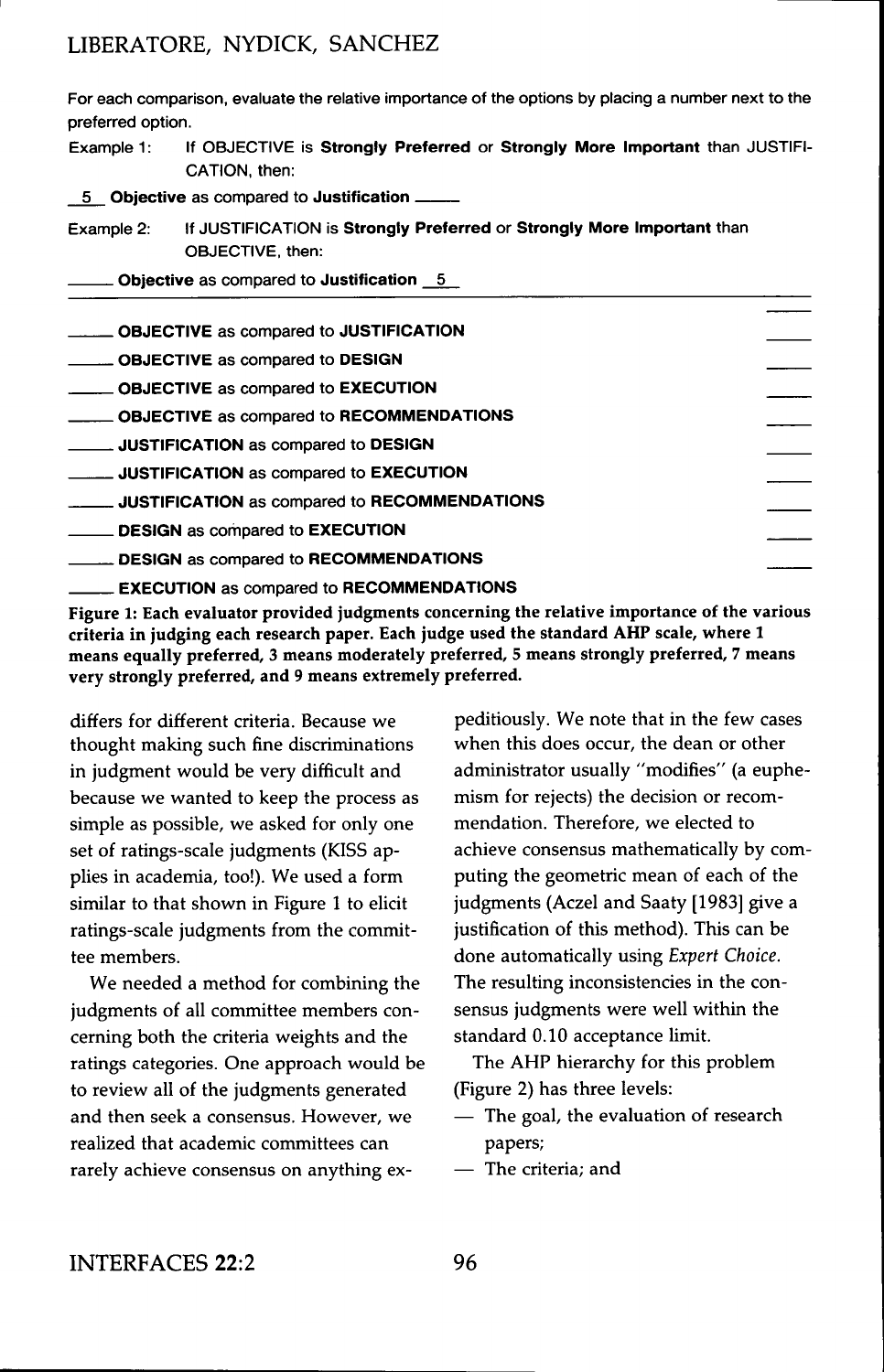For each comparison, evaluate the relative importance of the options by placing a number next to the preferred option.

Example 1: If OBJECTIVE is **Strongly Preferred** or **Strongly More Important** than JUSTIFICATION, then:

_5_ **Objective** as compared to **Justification** ____

Example 2: If JUSTIFICATION is **Strongly Preferred** or **Strongly More Important** than OBJECTIVE, then:

____ **Objective** as compared to **Justification** _5_

____ **OBJECTIVE** as compared to **JUSTIFICATION** ____

____ **OBJECTIVE** as compared to **DESIGN** ____

____ **OBJECTIVE** as compared to **EXECUTION** ____

____ **OBJECTIVE** as compared to **RECOMMENDATIONS** ____

____ **JUSTIFICATION** as compared to **DESIGN** ____

____ **JUSTIFICATION** as compared to **EXECUTION** ____

____ **JUSTIFICATION** as compared to **RECOMMENDATIONS** ____

____ **DESIGN** as compared to **EXECUTION** ____

____ **DESIGN** as compared to **RECOMMENDATIONS** ____

____ **EXECUTION** as compared to **RECOMMENDATIONS** ____

**Figure 1: Each evaluator provided judgments concerning the relative importance of the various criteria in judging each research paper. Each judge used the standard AHP scale, where 1 means equally preferred, 3 means moderately preferred, 5 means strongly preferred, 7 means very strongly preferred, and 9 means extremely preferred.**

differs for different criteria. Because we thought making such fine discriminations in judgment would be very difficult and because we wanted to keep the process as simple as possible, we asked for only one set of ratings-scale judgments (KISS applies in academia, too!). We used a form similar to that shown in Figure 1 to elicit ratings-scale judgments from the committee members.

We needed a method for combining the judgments of all committee members concerning both the criteria weights and the ratings categories. One approach would be to review all of the judgments generated and then seek a consensus. However, we realized that academic committees can rarely achieve consensus on anything expeditiously. We note that in the few cases when this does occur, the dean or other administrator usually "modifies" (a euphemism for rejects) the decision or recommendation. Therefore, we elected to achieve consensus mathematically by computing the geometric mean of each of the judgments (Aczel and Saaty [1983] give a justification of this method). This can be done automatically using *Expert Choice.* The resulting inconsistencies in the consensus judgments were well within the standard 0.10 acceptance limit.

The AHP hierarchy for this problem (Figure 2) has three levels:

- The goal, the evaluation of research papers;
- The criteria; and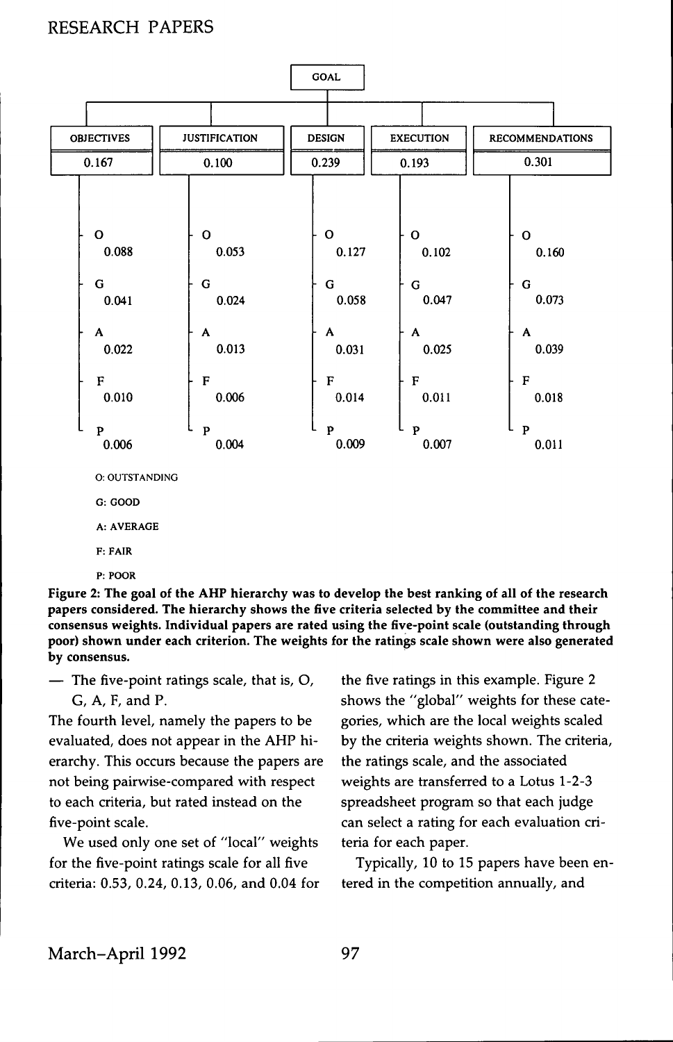| GOAL | | | | |
|---|---|---|---|---|
| **OBJECTIVES** | **JUSTIFICATION** | **DESIGN** | **EXECUTION** | **RECOMMENDATIONS** |
| 0.167 | 0.100 | 0.239 | 0.193 | 0.301 |
| O 0.088 | O 0.053 | O 0.127 | O 0.102 | O 0.160 |
| G 0.041 | G 0.024 | G 0.058 | G 0.047 | G 0.073 |
| A 0.022 | A 0.013 | A 0.031 | A 0.025 | A 0.039 |
| F 0.010 | F 0.006 | F 0.014 | F 0.011 | F 0.018 |
| P 0.006 | P 0.004 | P 0.009 | P 0.007 | P 0.011 |

O: OUTSTANDING

G: GOOD

A: AVERAGE

F: FAIR

P: POOR

**Figure 2: The goal of the AHP hierarchy was to develop the best ranking of all of the research papers considered. The hierarchy shows the five criteria selected by the committee and their consensus weights. Individual papers are rated using the five-point scale (outstanding through poor) shown under each criterion. The weights for the ratings scale shown were also generated by consensus.**

— The five-point ratings scale, that is, O, G, A, F, and P.

The fourth level, namely the papers to be evaluated, does not appear in the AHP hierarchy. This occurs because the papers are not being pairwise-compared with respect to each criteria, but rated instead on the five-point scale.

We used only one set of "local" weights for the five-point ratings scale for all five criteria: 0.53, 0.24, 0.13, 0.06, and 0.04 for the five ratings in this example. Figure 2 shows the "global" weights for these categories, which are the local weights scaled by the criteria weights shown. The criteria, the ratings scale, and the associated weights are transferred to a Lotus 1-2-3 spreadsheet program so that each judge can select a rating for each evaluation criteria for each paper.

Typically, 10 to 15 papers have been entered in the competition annually, and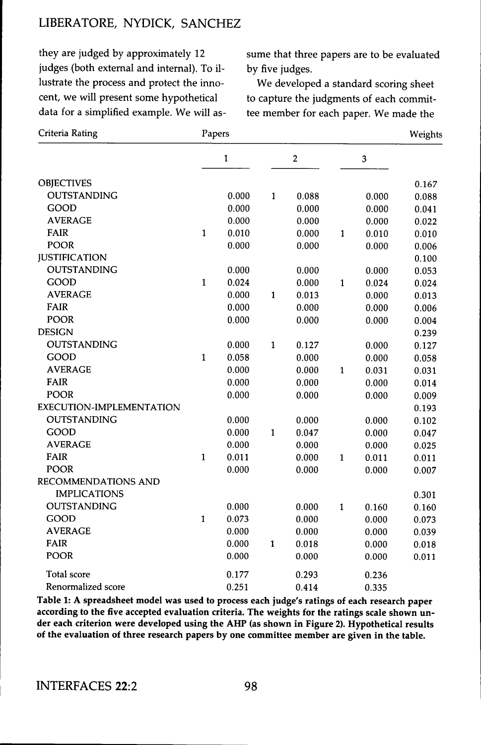they are judged by approximately 12 judges (both external and internal). To illustrate the process and protect the innocent, we will present some hypothetical data for a simplified example. We will assume that three papers are to be evaluated by five judges.

We developed a standard scoring sheet to capture the judgments of each committee member for each paper. We made the

| Criteria Rating | Papers | | | | | | Weights |
|---|---|---|---|---|---|---|---|
| | | 1 | | 2 | | 3 | |
| OBJECTIVES | | | | | | | 0.167 |
| OUTSTANDING | | 0.000 | 1 | 0.088 | | 0.000 | 0.088 |
| GOOD | | 0.000 | | 0.000 | | 0.000 | 0.041 |
| AVERAGE | | 0.000 | | 0.000 | | 0.000 | 0.022 |
| FAIR | 1 | 0.010 | | 0.000 | 1 | 0.010 | 0.010 |
| POOR | | 0.000 | | 0.000 | | 0.000 | 0.006 |
| JUSTIFICATION | | | | | | | 0.100 |
| OUTSTANDING | | 0.000 | | 0.000 | | 0.000 | 0.053 |
| GOOD | 1 | 0.024 | | 0.000 | 1 | 0.024 | 0.024 |
| AVERAGE | | 0.000 | 1 | 0.013 | | 0.000 | 0.013 |
| FAIR | | 0.000 | | 0.000 | | 0.000 | 0.006 |
| POOR | | 0.000 | | 0.000 | | 0.000 | 0.004 |
| DESIGN | | | | | | | 0.239 |
| OUTSTANDING | | 0.000 | 1 | 0.127 | | 0.000 | 0.127 |
| GOOD | 1 | 0.058 | | 0.000 | | 0.000 | 0.058 |
| AVERAGE | | 0.000 | | 0.000 | 1 | 0.031 | 0.031 |
| FAIR | | 0.000 | | 0.000 | | 0.000 | 0.014 |
| POOR | | 0.000 | | 0.000 | | 0.000 | 0.009 |
| EXECUTION-IMPLEMENTATION | | | | | | | 0.193 |
| OUTSTANDING | | 0.000 | | 0.000 | | 0.000 | 0.102 |
| GOOD | | 0.000 | 1 | 0.047 | | 0.000 | 0.047 |
| AVERAGE | | 0.000 | | 0.000 | | 0.000 | 0.025 |
| FAIR | 1 | 0.011 | | 0.000 | 1 | 0.011 | 0.011 |
| POOR | | 0.000 | | 0.000 | | 0.000 | 0.007 |
| RECOMMENDATIONS AND IMPLICATIONS | | | | | | | 0.301 |
| OUTSTANDING | | 0.000 | | 0.000 | 1 | 0.160 | 0.160 |
| GOOD | 1 | 0.073 | | 0.000 | | 0.000 | 0.073 |
| AVERAGE | | 0.000 | | 0.000 | | 0.000 | 0.039 |
| FAIR | | 0.000 | 1 | 0.018 | | 0.000 | 0.018 |
| POOR | | 0.000 | | 0.000 | | 0.000 | 0.011 |
| Total score | | 0.177 | | 0.293 | | 0.236 | |
| Renormalized score | | 0.251 | | 0.414 | | 0.335 | |

**Table 1: A spreadsheet model was used to process each judge's ratings of each research paper according to the five accepted evaluation criteria. The weights for the ratings scale shown under each criterion were developed using the AHP (as shown in Figure 2). Hypothetical results of the evaluation of three research papers by one committee member are given in the table.**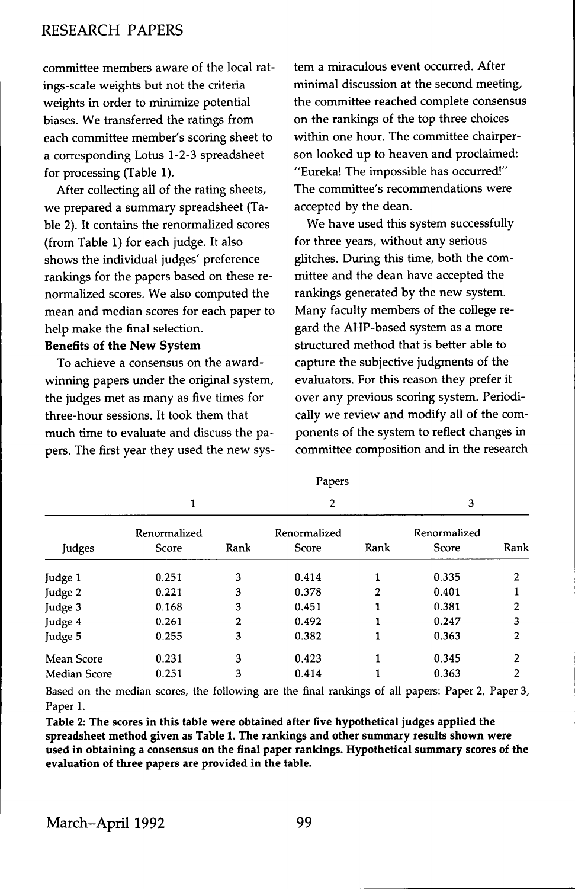committee members aware of the local ratings-scale weights but not the criteria weights in order to minimize potential biases. We transferred the ratings from each committee member's scoring sheet to a corresponding Lotus 1-2-3 spreadsheet for processing (Table 1).

After collecting all of the rating sheets, we prepared a summary spreadsheet (Table 2). It contains the renormalized scores (from Table 1) for each judge. It also shows the individual judges' preference rankings for the papers based on these renormalized scores. We also computed the mean and median scores for each paper to help make the final selection.

**Benefits of the New System**

To achieve a consensus on the award-winning papers under the original system, the judges met as many as five times for three-hour sessions. It took them that much time to evaluate and discuss the papers. The first year they used the new system a miraculous event occurred. After minimal discussion at the second meeting, the committee reached complete consensus on the rankings of the top three choices within one hour. The committee chairperson looked up to heaven and proclaimed: "Eureka! The impossible has occurred!" The committee's recommendations were accepted by the dean.

We have used this system successfully for three years, without any serious glitches. During this time, both the committee and the dean have accepted the rankings generated by the new system. Many faculty members of the college regard the AHP-based system as a more structured method that is better able to capture the subjective judgments of the evaluators. For this reason they prefer it over any previous scoring system. Periodically we review and modify all of the components of the system to reflect changes in committee composition and in the research

| | Papers | | | | | |
|---|---|---|---|---|---|---|
| | 1 | | 2 | | 3 | |
| Judges | Renormalized Score | Rank | Renormalized Score | Rank | Renormalized Score | Rank |
| Judge 1 | 0.251 | 3 | 0.414 | 1 | 0.335 | 2 |
| Judge 2 | 0.221 | 3 | 0.378 | 2 | 0.401 | 1 |
| Judge 3 | 0.168 | 3 | 0.451 | 1 | 0.381 | 2 |
| Judge 4 | 0.261 | 2 | 0.492 | 1 | 0.247 | 3 |
| Judge 5 | 0.255 | 3 | 0.382 | 1 | 0.363 | 2 |
| Mean Score | 0.231 | 3 | 0.423 | 1 | 0.345 | 2 |
| Median Score | 0.251 | 3 | 0.414 | 1 | 0.363 | 2 |

Based on the median scores, the following are the final rankings of all papers: Paper 2, Paper 3, Paper 1.

**Table 2: The scores in this table were obtained after five hypothetical judges applied the spreadsheet method given as Table 1. The rankings and other summary results shown were used in obtaining a consensus on the final paper rankings. Hypothetical summary scores of the evaluation of three papers are provided in the table.**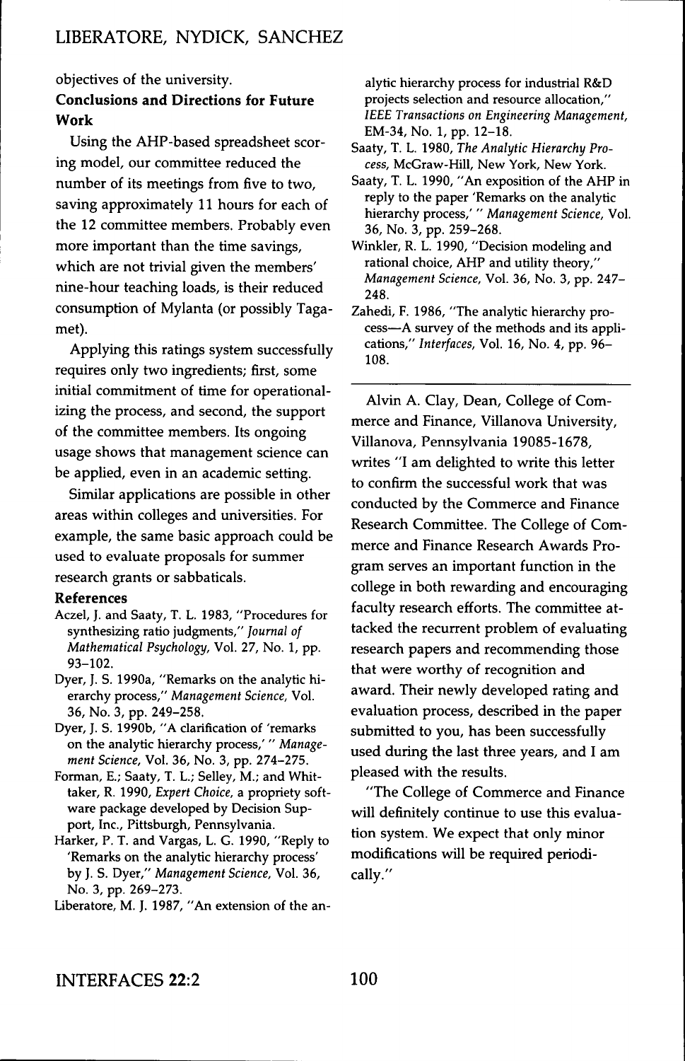objectives of the university.

## Conclusions and Directions for Future Work

Using the AHP-based spreadsheet scoring model, our committee reduced the number of its meetings from five to two, saving approximately 11 hours for each of the 12 committee members. Probably even more important than the time savings, which are not trivial given the members' nine-hour teaching loads, is their reduced consumption of Mylanta (or possibly Tagamet).

Applying this ratings system successfully requires only two ingredients; first, some initial commitment of time for operationalizing the process, and second, the support of the committee members. Its ongoing usage shows that management science can be applied, even in an academic setting.

Similar applications are possible in other areas within colleges and universities. For example, the same basic approach could be used to evaluate proposals for summer research grants or sabbaticals.

## References

Aczel, J. and Saaty, T. L. 1983, "Procedures for synthesizing ratio judgments," *Journal of Mathematical Psychology*, Vol. 27, No. 1, pp. 93–102.

Dyer, J. S. 1990a, "Remarks on the analytic hierarchy process," *Management Science*, Vol. 36, No. 3, pp. 249–258.

Dyer, J. S. 1990b, "A clarification of 'remarks on the analytic hierarchy process,'" *Management Science*, Vol. 36, No. 3, pp. 274–275.

Forman, E.; Saaty, T. L.; Selley, M.; and Whittaker, R. 1990, *Expert Choice*, a propriety software package developed by Decision Support, Inc., Pittsburgh, Pennsylvania.

Harker, P. T. and Vargas, L. G. 1990, "Reply to 'Remarks on the analytic hierarchy process' by J. S. Dyer," *Management Science*, Vol. 36, No. 3, pp. 269–273.

Liberatore, M. J. 1987, "An extension of the analytic hierarchy process for industrial R&D projects selection and resource allocation," *IEEE Transactions on Engineering Management*, EM-34, No. 1, pp. 12–18.

Saaty, T. L. 1980, *The Analytic Hierarchy Process*, McGraw-Hill, New York, New York.

Saaty, T. L. 1990, "An exposition of the AHP in reply to the paper 'Remarks on the analytic hierarchy process,'" *Management Science*, Vol. 36, No. 3, pp. 259–268.

Winkler, R. L. 1990, "Decision modeling and rational choice, AHP and utility theory," *Management Science*, Vol. 36, No. 3, pp. 247–248.

Zahedi, F. 1986, "The analytic hierarchy process—A survey of the methods and its applications," *Interfaces*, Vol. 16, No. 4, pp. 96–108.

---

Alvin A. Clay, Dean, College of Commerce and Finance, Villanova University, Villanova, Pennsylvania 19085-1678, writes "I am delighted to write this letter to confirm the successful work that was conducted by the Commerce and Finance Research Committee. The College of Commerce and Finance Research Awards Program serves an important function in the college in both rewarding and encouraging faculty research efforts. The committee attacked the recurrent problem of evaluating research papers and recommending those that were worthy of recognition and award. Their newly developed rating and evaluation process, described in the paper submitted to you, has been successfully used during the last three years, and I am pleased with the results.

"The College of Commerce and Finance will definitely continue to use this evaluation system. We expect that only minor modifications will be required periodically."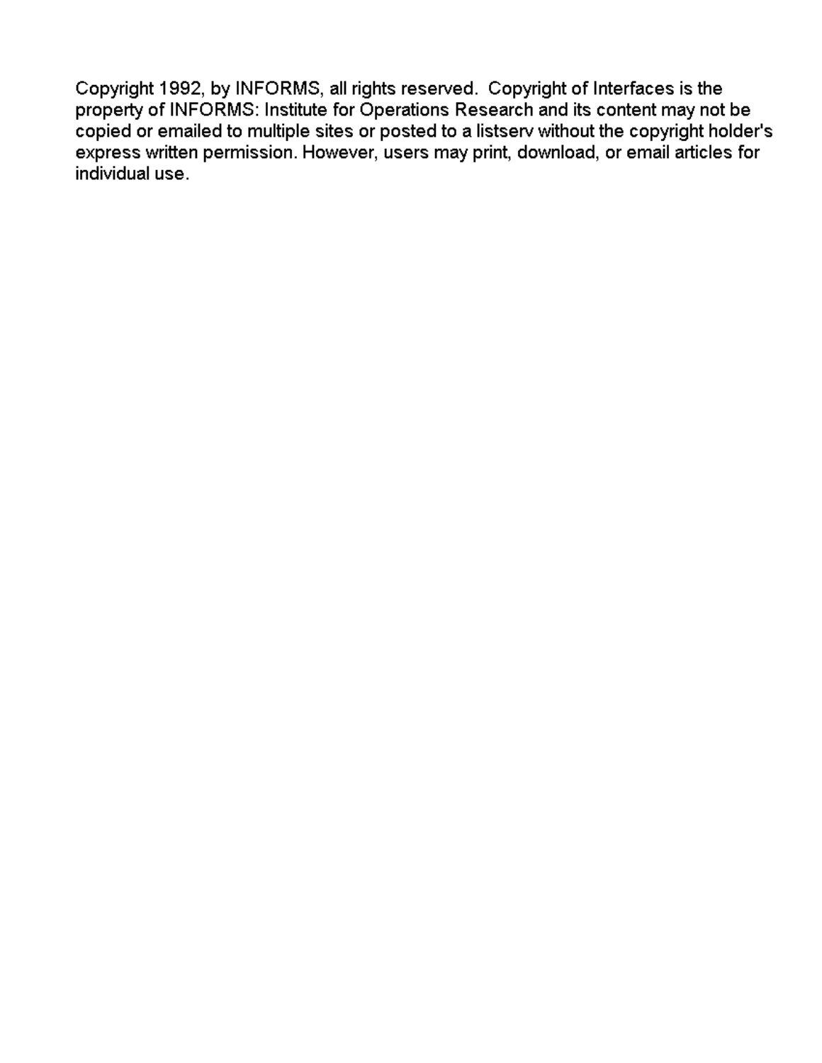Copyright 1992, by INFORMS, all rights reserved. Copyright of Interfaces is the property of INFORMS: Institute for Operations Research and its content may not be copied or emailed to multiple sites or posted to a listserv without the copyright holder's express written permission. However, users may print, download, or email articles for individual use.